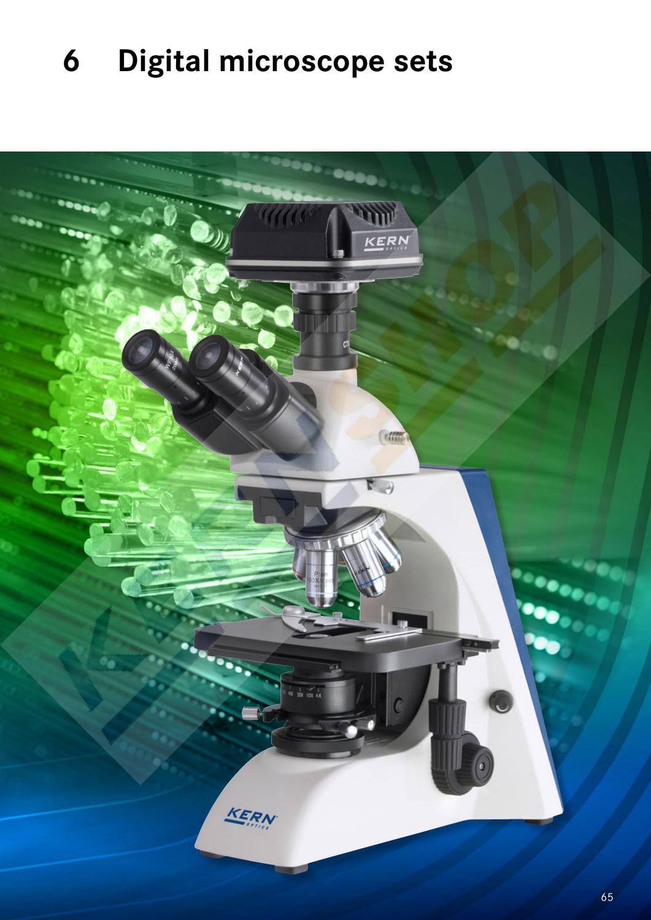# 6 Digital microscope sets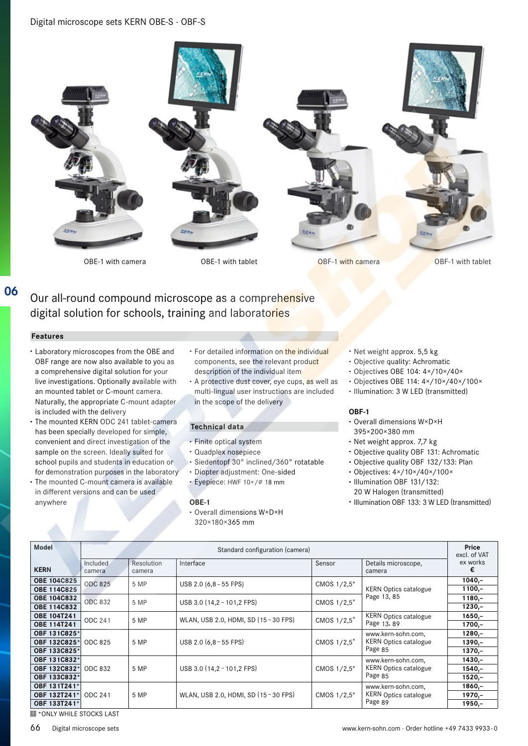# Digital microscope sets KERN OBE-S · OBF-S

OBE-1 with camera

OBE-1 with tablet

OBF-1 with camera

OBF-1 with tablet

## Our all-round compound microscope as a comprehensive digital solution for schools, training and laboratories

### Features

- Laboratory microscopes from the OBE and OBF range are now also available to you as a comprehensive digital solution for your live investigations. Optionally available with an mounted tablet or C-mount camera. Naturally, the appropriate C-mount adapter is included with the delivery
- The mounted KERN ODC 241 tablet-camera has been specially developed for simple, convenient and direct investigation of the sample on the screen. Ideally suited for school pupils and students in education or for demonstration purposes in the laboratory
- The mounted C-mount camera is available in different versions and can be used anywhere
- For detailed information on the individual components, see the relevant product description of the individual item
- A protective dust cover, eye cups, as well as multi-lingual user instructions are included in the scope of the delivery

### Technical data

- Finite optical system
- Quadplex nosepiece
- Siedentopf 30° inclined/360° rotatable
- Diopter adjustment: One-sided
- Eyepiece: HWF 10×/⌀ 18 mm

**OBE-1**

- Overall dimensions W×D×H 320×180×365 mm
- Net weight approx. 5,5 kg
- Objective quality: Achromatic
- Objectives OBE 104: 4×/10×/40×
- Objectives OBE 114: 4×/10×/40×/100×
- Illumination: 3 W LED (transmitted)

**OBF-1**

- Overall dimensions W×D×H 395×200×380 mm
- Net weight approx. 7,7 kg
- Objective quality OBF 131: Achromatic
- Objective quality OBF 132/133: Plan
- Objectives: 4×/10×/40×/100×
- Illumination OBF 131/132: 20 W Halogen (transmitted)
- Illumination OBF 133: 3 W LED (transmitted)

| Model | Standard configuration (camera) | | | | | Price excl. of VAT ex works € |
|---|---|---|---|---|---|---|
| KERN | Included camera | Resolution camera | Interface | Sensor | Details microscope, camera | |
| OBE 104C825 | ODC 825 | 5 MP | USB 2.0 (6,8 – 55 FPS) | CMOS 1/2,5" | KERN Optics catalogue Page 13, 85 | 1040,– |
| OBE 114C825 | | | | | | 1100,– |
| OBE 104C832 | ODC 832 | 5 MP | USB 3.0 (14,2 – 101,2 FPS) | CMOS 1/2,5" | | 1180,– |
| OBE 114C832 | | | | | | 1230,– |
| OBE 104T241 | ODC 241 | 5 MP | WLAN, USB 2.0, HDMI, SD (15 – 30 FPS) | CMOS 1/2,5" | KERN Optics catalogue Page 13, 89 | 1650,– |
| OBE 114T241 | | | | | | 1700,– |
| OBF 131C825* | ODC 825 | 5 MP | USB 2.0 (6,8 – 55 FPS) | CMOS 1/2,5" | www.kern-sohn.com, KERN Optics catalogue Page 85 | 1280,– |
| OBF 132C825* | | | | | | 1390,– |
| OBF 133C825* | | | | | | 1370,– |
| OBF 131C832* | ODC 832 | 5 MP | USB 3.0 (14,2 – 101,2 FPS) | CMOS 1/2,5" | www.kern-sohn.com, KERN Optics catalogue Page 85 | 1430,– |
| OBF 132C832* | | | | | | 1540,– |
| OBF 133C832* | | | | | | 1520,– |
| OBF 131T241* | ODC 241 | 5 MP | WLAN, USB 2.0, HDMI, SD (15 – 30 FPS) | CMOS 1/2,5" | www.kern-sohn.com, KERN Optics catalogue Page 89 | 1860,– |
| OBF 132T241* | | | | | | 1970,– |
| OBF 133T241* | | | | | | 1950,– |

*ONLY WHILE STOCKS LAST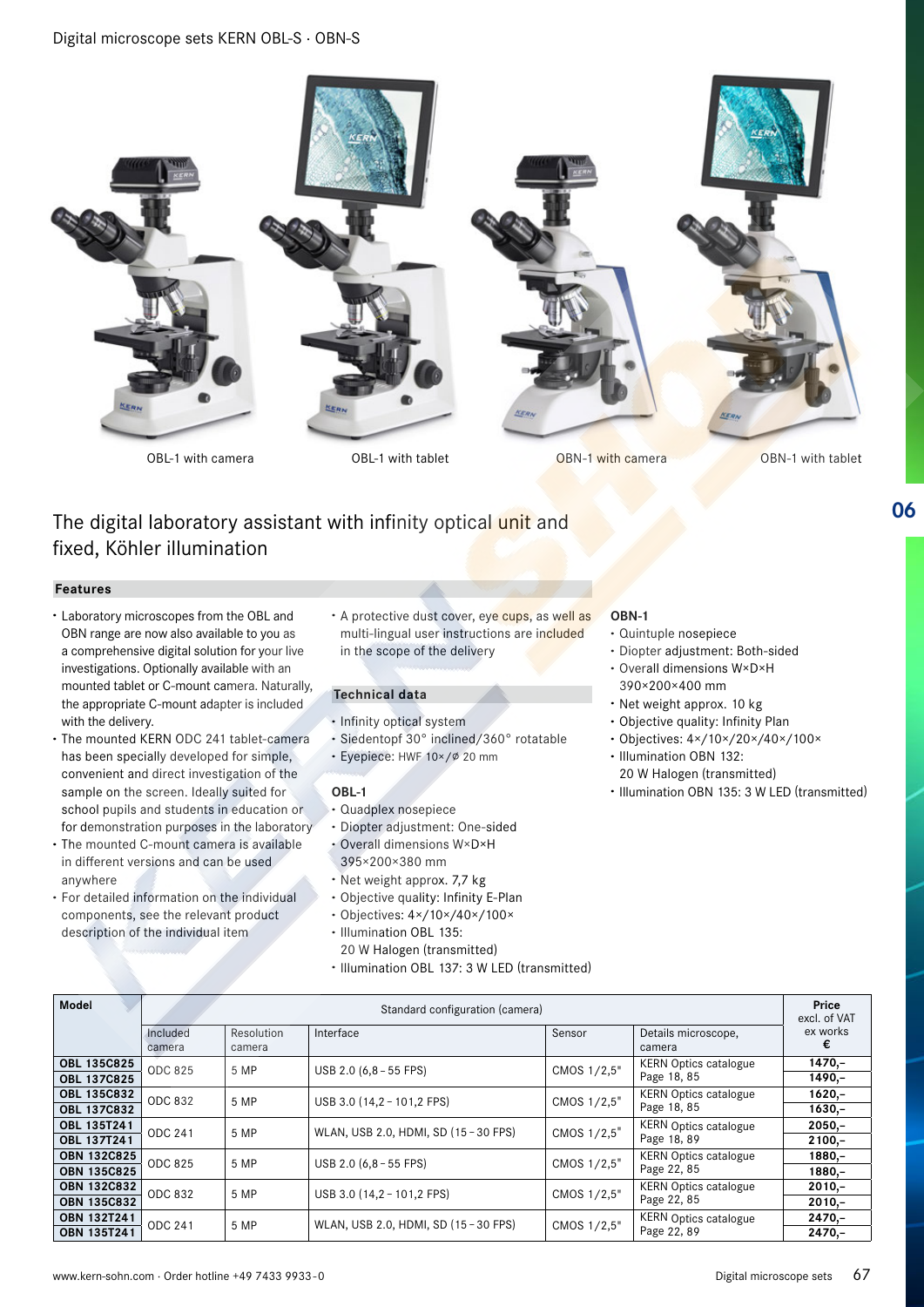# Digital microscope sets KERN OBL-S · OBN-S

OBL-1 with camera

OBL-1 with tablet

OBN-1 with camera

OBN-1 with tablet

## The digital laboratory assistant with infinity optical unit and fixed, Köhler illumination

### Features

- Laboratory microscopes from the OBL and OBN range are now also available to you as a comprehensive digital solution for your live investigations. Optionally available with an mounted tablet or C-mount camera. Naturally, the appropriate C-mount adapter is included with the delivery.
- The mounted KERN ODC 241 tablet-camera has been specially developed for simple, convenient and direct investigation of the sample on the screen. Ideally suited for school pupils and students in education or for demonstration purposes in the laboratory
- The mounted C-mount camera is available in different versions and can be used anywhere
- For detailed information on the individual components, see the relevant product description of the individual item
- A protective dust cover, eye cups, as well as multi-lingual user instructions are included in the scope of the delivery

### Technical data

- Infinity optical system
- Siedentopf 30° inclined/360° rotatable
- Eyepiece: HWF 10×/⌀ 20 mm

**OBL-1**

- Quadplex nosepiece
- Diopter adjustment: One-sided
- Overall dimensions W×D×H 395×200×380 mm
- Net weight approx. 7,7 kg
- Objective quality: Infinity E-Plan
- Objectives: 4×/10×/40×/100×
- Illumination OBL 135: 20 W Halogen (transmitted)
- Illumination OBL 137: 3 W LED (transmitted)

**OBN-1**

- Quintuple nosepiece
- Diopter adjustment: Both-sided
- Overall dimensions W×D×H 390×200×400 mm
- Net weight approx. 10 kg
- Objective quality: Infinity Plan
- Objectives: 4×/10×/20×/40×/100×
- Illumination OBN 132: 20 W Halogen (transmitted)
- Illumination OBN 135: 3 W LED (transmitted)

| Model | Standard configuration (camera) | | | | | Price excl. of VAT ex works € |
|---|---|---|---|---|---|---|
| | Included camera | Resolution camera | Interface | Sensor | Details microscope, camera | |
| **OBL 135C825** | ODC 825 | 5 MP | USB 2.0 (6,8 – 55 FPS) | CMOS 1/2,5" | KERN Optics catalogue Page 18, 85 | **1470,–** |
| **OBL 137C825** | | | | | | **1490,–** |
| **OBL 135C832** | ODC 832 | 5 MP | USB 3.0 (14,2 – 101,2 FPS) | CMOS 1/2,5" | KERN Optics catalogue Page 18, 85 | **1620,–** |
| **OBL 137C832** | | | | | | **1630,–** |
| **OBL 135T241** | ODC 241 | 5 MP | WLAN, USB 2.0, HDMI, SD (15 – 30 FPS) | CMOS 1/2,5" | KERN Optics catalogue Page 18, 89 | **2050,–** |
| **OBL 137T241** | | | | | | **2100,–** |
| **OBN 132C825** | ODC 825 | 5 MP | USB 2.0 (6,8 – 55 FPS) | CMOS 1/2,5" | KERN Optics catalogue Page 22, 85 | **1880,–** |
| **OBN 135C825** | | | | | | **1880,–** |
| **OBN 132C832** | ODC 832 | 5 MP | USB 3.0 (14,2 – 101,2 FPS) | CMOS 1/2,5" | KERN Optics catalogue Page 22, 85 | **2010,–** |
| **OBN 135C832** | | | | | | **2010,–** |
| **OBN 132T241** | ODC 241 | 5 MP | WLAN, USB 2.0, HDMI, SD (15 – 30 FPS) | CMOS 1/2,5" | KERN Optics catalogue Page 22, 89 | **2470,–** |
| **OBN 135T241** | | | | | | **2470,–** |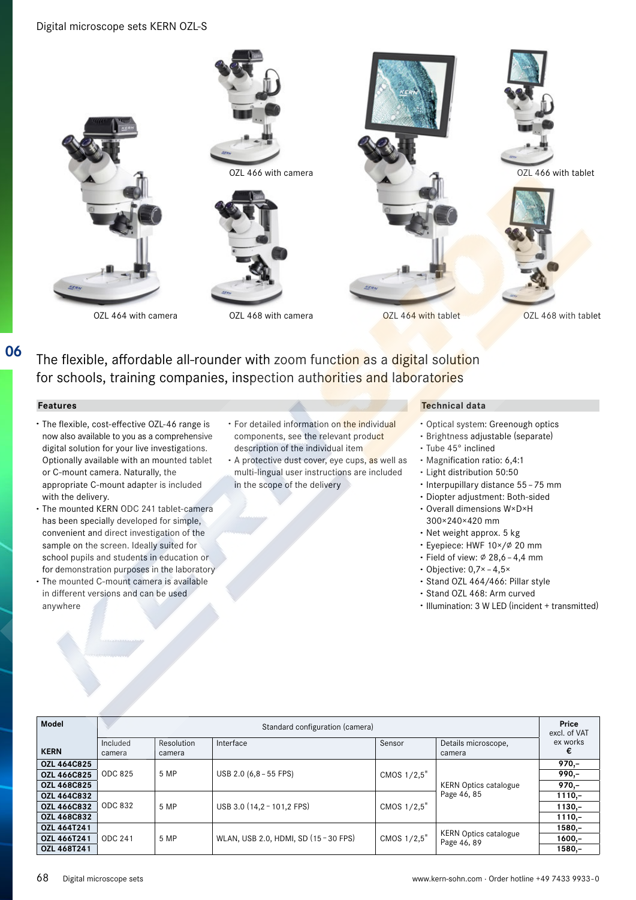Digital microscope sets KERN OZL-S

OZL 466 with camera

OZL 466 with tablet

OZL 464 with camera

OZL 468 with camera

OZL 464 with tablet

OZL 468 with tablet

## The flexible, affordable all-rounder with zoom function as a digital solution for schools, training companies, inspection authorities and laboratories

### Features

- The flexible, cost-effective OZL-46 range is now also available to you as a comprehensive digital solution for your live investigations. Optionally available with an mounted tablet or C-mount camera. Naturally, the appropriate C-mount adapter is included with the delivery.
- The mounted KERN ODC 241 tablet-camera has been specially developed for simple, convenient and direct investigation of the sample on the screen. Ideally suited for school pupils and students in education or for demonstration purposes in the laboratory
- The mounted C-mount camera is available in different versions and can be used anywhere
- For detailed information on the individual components, see the relevant product description of the individual item
- A protective dust cover, eye cups, as well as multi-lingual user instructions are included in the scope of the delivery

### Technical data

- Optical system: Greenough optics
- Brightness adjustable (separate)
- Tube 45° inclined
- Magnification ratio: 6,4:1
- Light distribution 50:50
- Interpupillary distance 55 – 75 mm
- Diopter adjustment: Both-sided
- Overall dimensions W×D×H 300×240×420 mm
- Net weight approx. 5 kg
- Eyepiece: HWF 10×/⌀ 20 mm
- Field of view: ⌀ 28,6 – 4,4 mm
- Objective: 0,7× – 4,5×
- Stand OZL 464/466: Pillar style
- Stand OZL 468: Arm curved
- Illumination: 3 W LED (incident + transmitted)

| Model | Standard configuration (camera) | | | | | Price excl. of VAT ex works |
|---|---|---|---|---|---|---|
| KERN | Included camera | Resolution camera | Interface | Sensor | Details microscope, camera | € |
| **OZL 464C825** | ODC 825 | 5 MP | USB 2.0 (6,8 – 55 FPS) | CMOS 1/2,5" | KERN Optics catalogue Page 46, 85 | **970,–** |
| **OZL 466C825** | | | | | | **990,–** |
| **OZL 468C825** | | | | | | **970,–** |
| **OZL 464C832** | ODC 832 | 5 MP | USB 3.0 (14,2 – 101,2 FPS) | CMOS 1/2,5" | | **1110,–** |
| **OZL 466C832** | | | | | | **1130,–** |
| **OZL 468C832** | | | | | | **1110,–** |
| **OZL 464T241** | ODC 241 | 5 MP | WLAN, USB 2.0, HDMI, SD (15 – 30 FPS) | CMOS 1/2,5" | KERN Optics catalogue Page 46, 89 | **1580,–** |
| **OZL 466T241** | | | | | | **1600,–** |
| **OZL 468T241** | | | | | | **1580,–** |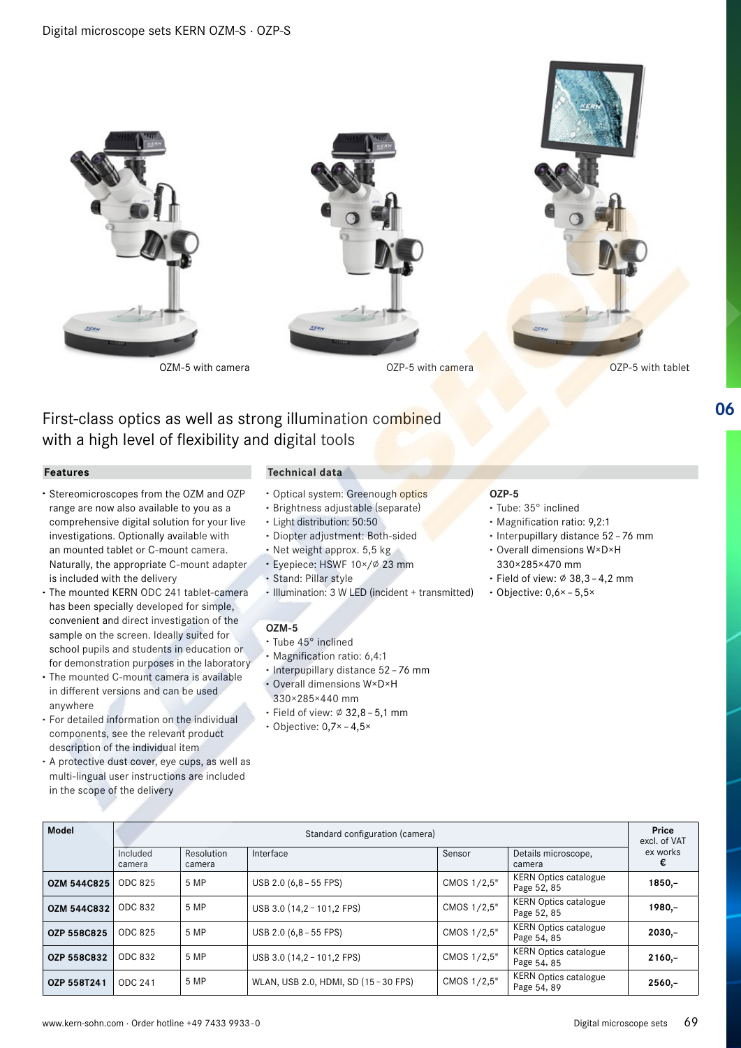Digital microscope sets KERN OZM-S · OZP-S

OZM-5 with camera

OZP-5 with camera

OZP-5 with tablet

## First-class optics as well as strong illumination combined with a high level of flexibility and digital tools

### Features

- Stereomicroscopes from the OZM and OZP range are now also available to you as a comprehensive digital solution for your live investigations. Optionally available with an mounted tablet or C-mount camera. Naturally, the appropriate C-mount adapter is included with the delivery
- The mounted KERN ODC 241 tablet-camera has been specially developed for simple, convenient and direct investigation of the sample on the screen. Ideally suited for school pupils and students in education or for demonstration purposes in the laboratory
- The mounted C-mount camera is available in different versions and can be used anywhere
- For detailed information on the individual components, see the relevant product description of the individual item
- A protective dust cover, eye cups, as well as multi-lingual user instructions are included in the scope of the delivery

### Technical data

- Optical system: Greenough optics
- Brightness adjustable (separate)
- Light distribution: 50:50
- Diopter adjustment: Both-sided
- Net weight approx. 5,5 kg
- Eyepiece: HSWF 10×/∅ 23 mm
- Stand: Pillar style
- Illumination: 3 W LED (incident + transmitted)

**OZM-5**

- Tube 45° inclined
- Magnification ratio: 6,4:1
- Interpupillary distance 52 – 76 mm
- Overall dimensions W×D×H 330×285×440 mm
- Field of view: ∅ 32,8 – 5,1 mm
- Objective: 0,7× – 4,5×

**OZP-5**

- Tube: 35° inclined
- Magnification ratio: 9,2:1
- Interpupillary distance 52 – 76 mm
- Overall dimensions W×D×H 330×285×470 mm
- Field of view: ∅ 38,3 – 4,2 mm
- Objective: 0,6× – 5,5×

| Model | Standard configuration (camera) | | | | | Price excl. of VAT ex works € |
|---|---|---|---|---|---|---|
| | Included camera | Resolution camera | Interface | Sensor | Details microscope, camera | |
| **OZM 544C825** | ODC 825 | 5 MP | USB 2.0 (6,8 – 55 FPS) | CMOS 1/2,5" | KERN Optics catalogue Page 52, 85 | **1850,–** |
| **OZM 544C832** | ODC 832 | 5 MP | USB 3.0 (14,2 – 101,2 FPS) | CMOS 1/2,5" | KERN Optics catalogue Page 52, 85 | **1980,–** |
| **OZP 558C825** | ODC 825 | 5 MP | USB 2.0 (6,8 – 55 FPS) | CMOS 1/2,5" | KERN Optics catalogue Page 54, 85 | **2030,–** |
| **OZP 558C832** | ODC 832 | 5 MP | USB 3.0 (14,2 – 101,2 FPS) | CMOS 1/2,5" | KERN Optics catalogue Page 54, 85 | **2160,–** |
| **OZP 558T241** | ODC 241 | 5 MP | WLAN, USB 2.0, HDMI, SD (15 – 30 FPS) | CMOS 1/2,5" | KERN Optics catalogue Page 54, 89 | **2560,–** |

www.kern-sohn.com · Order hotline +49 7433 9933-0